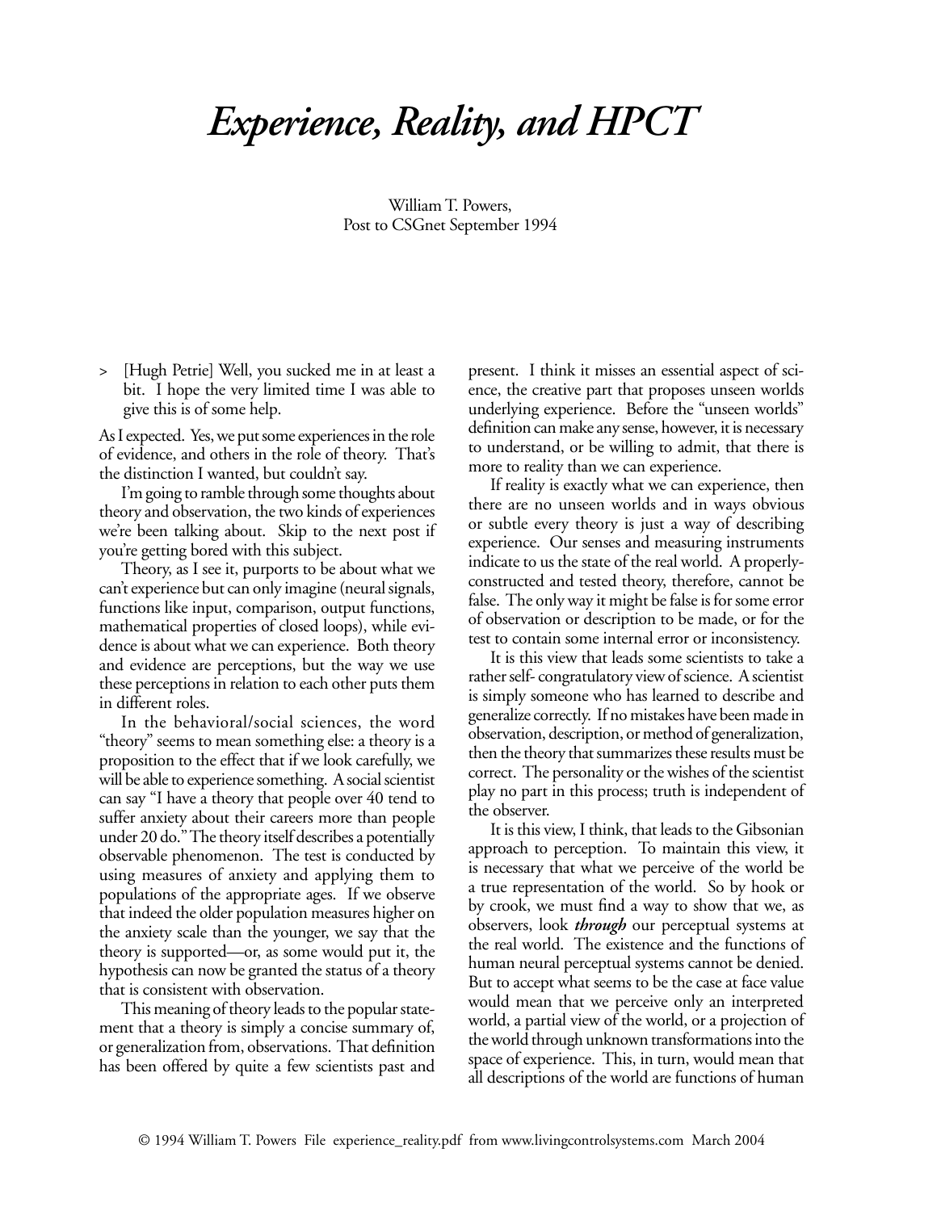# *Experience, Reality, and HPCT*

William T. Powers,
Post to CSGnet September 1994

> [Hugh Petrie] Well, you sucked me in at least a bit. I hope the very limited time I was able to give this is of some help.

As I expected. Yes, we put some experiences in the role of evidence, and others in the role of theory. That's the distinction I wanted, but couldn't say.

I'm going to ramble through some thoughts about theory and observation, the two kinds of experiences we're been talking about. Skip to the next post if you're getting bored with this subject.

Theory, as I see it, purports to be about what we can't experience but can only imagine (neural signals, functions like input, comparison, output functions, mathematical properties of closed loops), while evidence is about what we can experience. Both theory and evidence are perceptions, but the way we use these perceptions in relation to each other puts them in different roles.

In the behavioral/social sciences, the word "theory" seems to mean something else: a theory is a proposition to the effect that if we look carefully, we will be able to experience something. A social scientist can say "I have a theory that people over 40 tend to suffer anxiety about their careers more than people under 20 do." The theory itself describes a potentially observable phenomenon. The test is conducted by using measures of anxiety and applying them to populations of the appropriate ages. If we observe that indeed the older population measures higher on the anxiety scale than the younger, we say that the theory is supported—or, as some would put it, the hypothesis can now be granted the status of a theory that is consistent with observation.

This meaning of theory leads to the popular statement that a theory is simply a concise summary of, or generalization from, observations. That definition has been offered by quite a few scientists past and present. I think it misses an essential aspect of science, the creative part that proposes unseen worlds underlying experience. Before the "unseen worlds" definition can make any sense, however, it is necessary to understand, or be willing to admit, that there is more to reality than we can experience.

If reality is exactly what we can experience, then there are no unseen worlds and in ways obvious or subtle every theory is just a way of describing experience. Our senses and measuring instruments indicate to us the state of the real world. A properly-constructed and tested theory, therefore, cannot be false. The only way it might be false is for some error of observation or description to be made, or for the test to contain some internal error or inconsistency.

It is this view that leads some scientists to take a rather self- congratulatory view of science. A scientist is simply someone who has learned to describe and generalize correctly. If no mistakes have been made in observation, description, or method of generalization, then the theory that summarizes these results must be correct. The personality or the wishes of the scientist play no part in this process; truth is independent of the observer.

It is this view, I think, that leads to the Gibsonian approach to perception. To maintain this view, it is necessary that what we perceive of the world be a true representation of the world. So by hook or by crook, we must find a way to show that we, as observers, look ***through*** our perceptual systems at the real world. The existence and the functions of human neural perceptual systems cannot be denied. But to accept what seems to be the case at face value would mean that we perceive only an interpreted world, a partial view of the world, or a projection of the world through unknown transformations into the space of experience. This, in turn, would mean that all descriptions of the world are functions of human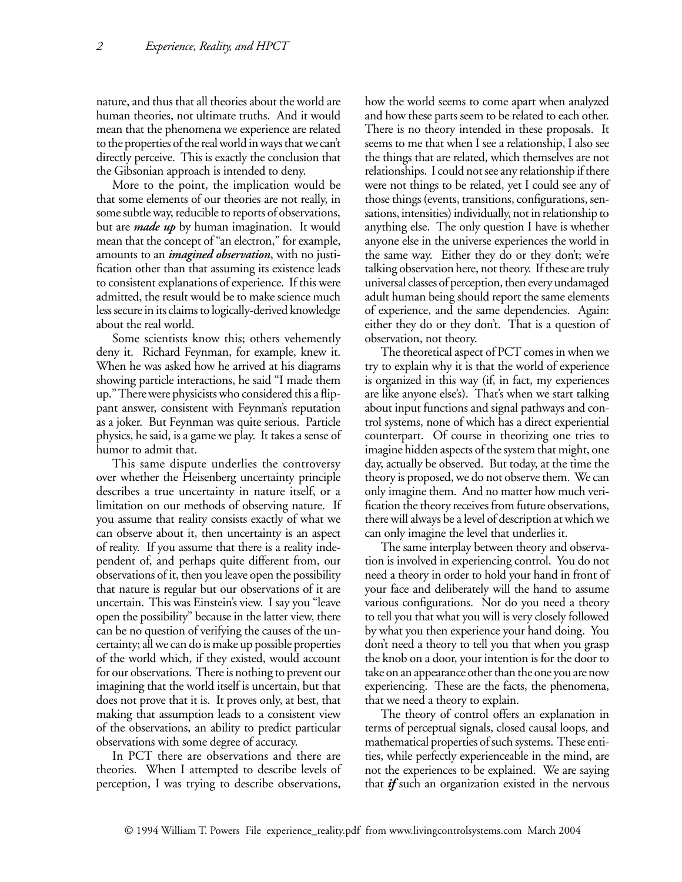nature, and thus that all theories about the world are human theories, not ultimate truths. And it would mean that the phenomena we experience are related to the properties of the real world in ways that we can't directly perceive. This is exactly the conclusion that the Gibsonian approach is intended to deny.

More to the point, the implication would be that some elements of our theories are not really, in some subtle way, reducible to reports of observations, but are ***made up*** by human imagination. It would mean that the concept of "an electron," for example, amounts to an ***imagined observation***, with no justification other than that assuming its existence leads to consistent explanations of experience. If this were admitted, the result would be to make science much less secure in its claims to logically-derived knowledge about the real world.

Some scientists know this; others vehemently deny it. Richard Feynman, for example, knew it. When he was asked how he arrived at his diagrams showing particle interactions, he said "I made them up." There were physicists who considered this a flippant answer, consistent with Feynman's reputation as a joker. But Feynman was quite serious. Particle physics, he said, is a game we play. It takes a sense of humor to admit that.

This same dispute underlies the controversy over whether the Heisenberg uncertainty principle describes a true uncertainty in nature itself, or a limitation on our methods of observing nature. If you assume that reality consists exactly of what we can observe about it, then uncertainty is an aspect of reality. If you assume that there is a reality independent of, and perhaps quite different from, our observations of it, then you leave open the possibility that nature is regular but our observations of it are uncertain. This was Einstein's view. I say you "leave open the possibility" because in the latter view, there can be no question of verifying the causes of the uncertainty; all we can do is make up possible properties of the world which, if they existed, would account for our observations. There is nothing to prevent our imagining that the world itself is uncertain, but that does not prove that it is. It proves only, at best, that making that assumption leads to a consistent view of the observations, an ability to predict particular observations with some degree of accuracy.

In PCT there are observations and there are theories. When I attempted to describe levels of perception, I was trying to describe observations, how the world seems to come apart when analyzed and how these parts seem to be related to each other. There is no theory intended in these proposals. It seems to me that when I see a relationship, I also see the things that are related, which themselves are not relationships. I could not see any relationship if there were not things to be related, yet I could see any of those things (events, transitions, configurations, sensations, intensities) individually, not in relationship to anything else. The only question I have is whether anyone else in the universe experiences the world in the same way. Either they do or they don't; we're talking observation here, not theory. If these are truly universal classes of perception, then every undamaged adult human being should report the same elements of experience, and the same dependencies. Again: either they do or they don't. That is a question of observation, not theory.

The theoretical aspect of PCT comes in when we try to explain why it is that the world of experience is organized in this way (if, in fact, my experiences are like anyone else's). That's when we start talking about input functions and signal pathways and control systems, none of which has a direct experiential counterpart. Of course in theorizing one tries to imagine hidden aspects of the system that might, one day, actually be observed. But today, at the time the theory is proposed, we do not observe them. We can only imagine them. And no matter how much verification the theory receives from future observations, there will always be a level of description at which we can only imagine the level that underlies it.

The same interplay between theory and observation is involved in experiencing control. You do not need a theory in order to hold your hand in front of your face and deliberately will the hand to assume various configurations. Nor do you need a theory to tell you that what you will is very closely followed by what you then experience your hand doing. You don't need a theory to tell you that when you grasp the knob on a door, your intention is for the door to take on an appearance other than the one you are now experiencing. These are the facts, the phenomena, that we need a theory to explain.

The theory of control offers an explanation in terms of perceptual signals, closed causal loops, and mathematical properties of such systems. These entities, while perfectly experienceable in the mind, are not the experiences to be explained. We are saying that ***if*** such an organization existed in the nervous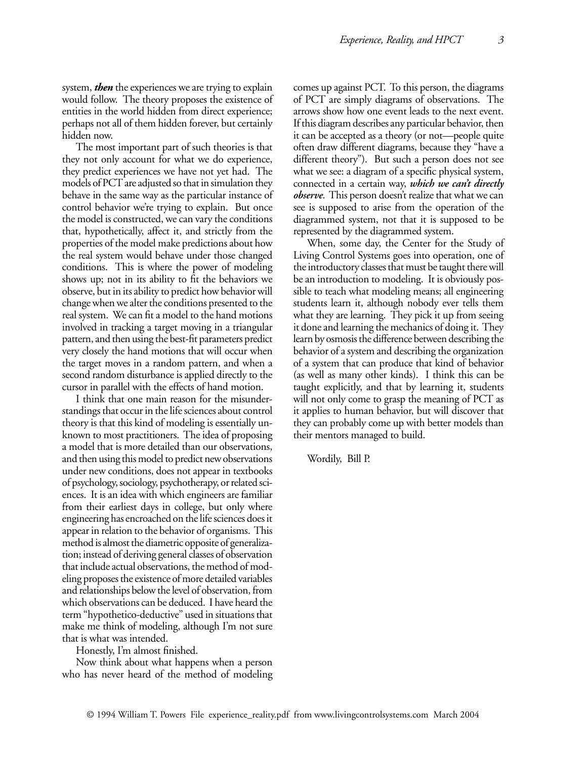system, ***then*** the experiences we are trying to explain would follow. The theory proposes the existence of entities in the world hidden from direct experience; perhaps not all of them hidden forever, but certainly hidden now.

The most important part of such theories is that they not only account for what we do experience, they predict experiences we have not yet had. The models of PCT are adjusted so that in simulation they behave in the same way as the particular instance of control behavior we're trying to explain. But once the model is constructed, we can vary the conditions that, hypothetically, affect it, and strictly from the properties of the model make predictions about how the real system would behave under those changed conditions. This is where the power of modeling shows up; not in its ability to fit the behaviors we observe, but in its ability to predict how behavior will change when we alter the conditions presented to the real system. We can fit a model to the hand motions involved in tracking a target moving in a triangular pattern, and then using the best-fit parameters predict very closely the hand motions that will occur when the target moves in a random pattern, and when a second random disturbance is applied directly to the cursor in parallel with the effects of hand motion.

I think that one main reason for the misunderstandings that occur in the life sciences about control theory is that this kind of modeling is essentially unknown to most practitioners. The idea of proposing a model that is more detailed than our observations, and then using this model to predict new observations under new conditions, does not appear in textbooks of psychology, sociology, psychotherapy, or related sciences. It is an idea with which engineers are familiar from their earliest days in college, but only where engineering has encroached on the life sciences does it appear in relation to the behavior of organisms. This method is almost the diametric opposite of generalization; instead of deriving general classes of observation that include actual observations, the method of modeling proposes the existence of more detailed variables and relationships below the level of observation, from which observations can be deduced. I have heard the term "hypothetico-deductive" used in situations that make me think of modeling, although I'm not sure that is what was intended.

Honestly, I'm almost finished.

Now think about what happens when a person who has never heard of the method of modeling comes up against PCT. To this person, the diagrams of PCT are simply diagrams of observations. The arrows show how one event leads to the next event. If this diagram describes any particular behavior, then it can be accepted as a theory (or not—people quite often draw different diagrams, because they "have a different theory"). But such a person does not see what we see: a diagram of a specific physical system, connected in a certain way, ***which we can't directly observe***. This person doesn't realize that what we can see is supposed to arise from the operation of the diagrammed system, not that it is supposed to be represented by the diagrammed system.

When, some day, the Center for the Study of Living Control Systems goes into operation, one of the introductory classes that must be taught there will be an introduction to modeling. It is obviously possible to teach what modeling means; all engineering students learn it, although nobody ever tells them what they are learning. They pick it up from seeing it done and learning the mechanics of doing it. They learn by osmosis the difference between describing the behavior of a system and describing the organization of a system that can produce that kind of behavior (as well as many other kinds). I think this can be taught explicitly, and that by learning it, students will not only come to grasp the meaning of PCT as it applies to human behavior, but will discover that they can probably come up with better models than their mentors managed to build.

Wordily, Bill P.

© 1994 William T. Powers File experience_reality.pdf from www.livingcontrolsystems.com March 2004